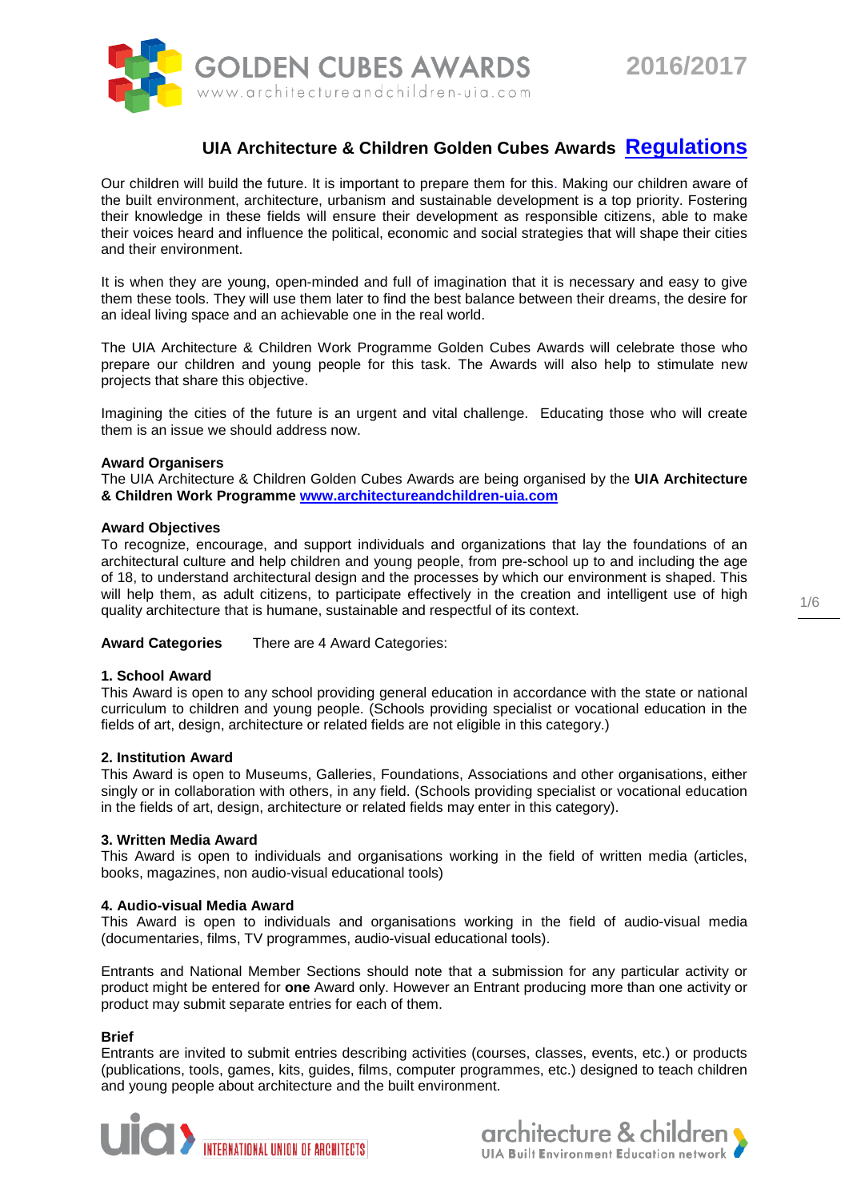# GOLDEN CUBES AWARDS

www.architectureandchildren-uia.com

2016/2017

## UIA Architecture & Children Golden Cubes Awards **Regulations**

Our children will build the future. It is important to prepare them for this. Making our children aware of the built environment, architecture, urbanism and sustainable development is a top priority. Fostering their knowledge in these fields will ensure their development as responsible citizens, able to make their voices heard and influence the political, economic and social strategies that will shape their cities and their environment.

It is when they are young, open-minded and full of imagination that it is necessary and easy to give them these tools. They will use them later to find the best balance between their dreams, the desire for an ideal living space and an achievable one in the real world.

The UIA Architecture & Children Work Programme Golden Cubes Awards will celebrate those who prepare our children and young people for this task. The Awards will also help to stimulate new projects that share this objective.

Imagining the cities of the future is an urgent and vital challenge. Educating those who will create them is an issue we should address now.

**Award Organisers**

The UIA Architecture & Children Golden Cubes Awards are being organised by the **UIA Architecture & Children Work Programme** **www.architectureandchildren-uia.com**

**Award Objectives**

To recognize, encourage, and support individuals and organizations that lay the foundations of an architectural culture and help children and young people, from pre-school up to and including the age of 18, to understand architectural design and the processes by which our environment is shaped. This will help them, as adult citizens, to participate effectively in the creation and intelligent use of high quality architecture that is humane, sustainable and respectful of its context.

**Award Categories** There are 4 Award Categories:

**1. School Award**

This Award is open to any school providing general education in accordance with the state or national curriculum to children and young people. (Schools providing specialist or vocational education in the fields of art, design, architecture or related fields are not eligible in this category.)

**2. Institution Award**

This Award is open to Museums, Galleries, Foundations, Associations and other organisations, either singly or in collaboration with others, in any field. (Schools providing specialist or vocational education in the fields of art, design, architecture or related fields may enter in this category).

**3. Written Media Award**

This Award is open to individuals and organisations working in the field of written media (articles, books, magazines, non audio-visual educational tools)

**4. Audio-visual Media Award**

This Award is open to individuals and organisations working in the field of audio-visual media (documentaries, films, TV programmes, audio-visual educational tools).

Entrants and National Member Sections should note that a submission for any particular activity or product might be entered for **one** Award only. However an Entrant producing more than one activity or product may submit separate entries for each of them.

**Brief**

Entrants are invited to submit entries describing activities (courses, classes, events, etc.) or products (publications, tools, games, kits, guides, films, computer programmes, etc.) designed to teach children and young people about architecture and the built environment.

uia INTERNATIONAL UNION OF ARCHITECTS

architecture & children UIA Built Environment Education network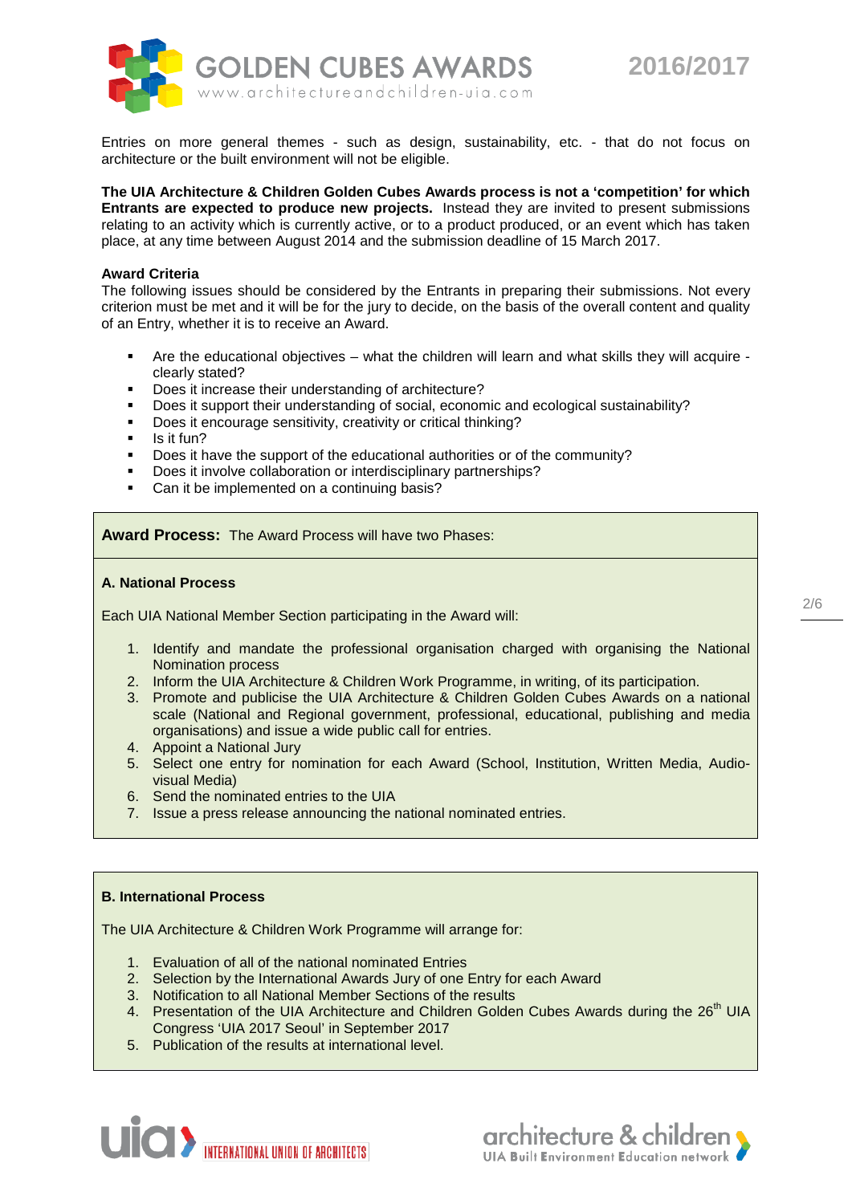Entries on more general themes - such as design, sustainability, etc. - that do not focus on architecture or the built environment will not be eligible.

**The UIA Architecture & Children Golden Cubes Awards process is not a 'competition' for which Entrants are expected to produce new projects.** Instead they are invited to present submissions relating to an activity which is currently active, or to a product produced, or an event which has taken place, at any time between August 2014 and the submission deadline of 15 March 2017.

**Award Criteria**

The following issues should be considered by the Entrants in preparing their submissions. Not every criterion must be met and it will be for the jury to decide, on the basis of the overall content and quality of an Entry, whether it is to receive an Award.

- Are the educational objectives – what the children will learn and what skills they will acquire - clearly stated?
- Does it increase their understanding of architecture?
- Does it support their understanding of social, economic and ecological sustainability?
- Does it encourage sensitivity, creativity or critical thinking?
- Is it fun?
- Does it have the support of the educational authorities or of the community?
- Does it involve collaboration or interdisciplinary partnerships?
- Can it be implemented on a continuing basis?

**Award Process:** The Award Process will have two Phases:

**A. National Process**

Each UIA National Member Section participating in the Award will:

1. Identify and mandate the professional organisation charged with organising the National Nomination process
2. Inform the UIA Architecture & Children Work Programme, in writing, of its participation.
3. Promote and publicise the UIA Architecture & Children Golden Cubes Awards on a national scale (National and Regional government, professional, educational, publishing and media organisations) and issue a wide public call for entries.
4. Appoint a National Jury
5. Select one entry for nomination for each Award (School, Institution, Written Media, Audio-visual Media)
6. Send the nominated entries to the UIA
7. Issue a press release announcing the national nominated entries.

**B. International Process**

The UIA Architecture & Children Work Programme will arrange for:

1. Evaluation of all of the national nominated Entries
2. Selection by the International Awards Jury of one Entry for each Award
3. Notification to all National Member Sections of the results
4. Presentation of the UIA Architecture and Children Golden Cubes Awards during the 26th UIA Congress 'UIA 2017 Seoul' in September 2017
5. Publication of the results at international level.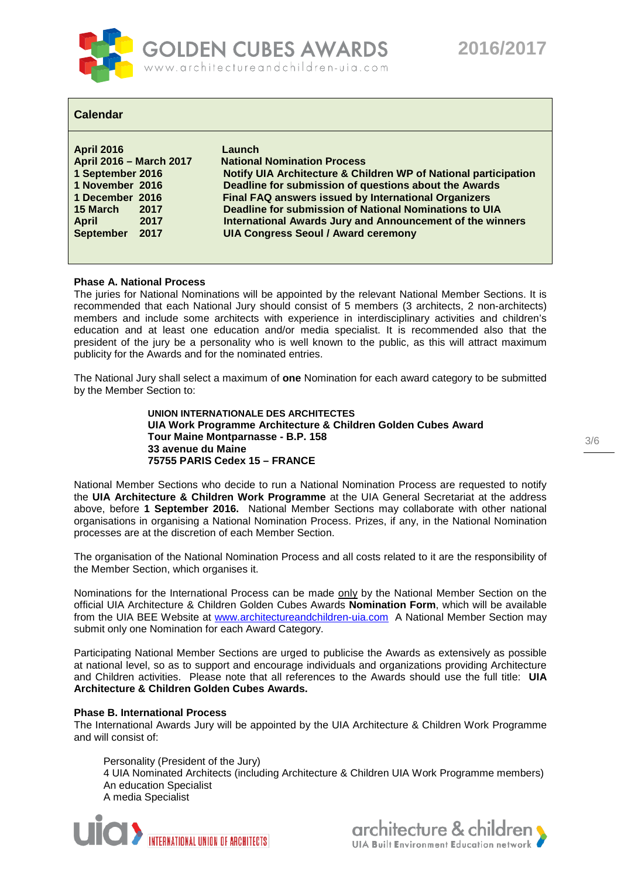## Calendar

| | |
|---|---|
| **April 2016** | **Launch** |
| **April 2016 – March 2017** | **National Nomination Process** |
| **1 September 2016** | **Notify UIA Architecture & Children WP of National participation** |
| **1 November 2016** | **Deadline for submission of questions about the Awards** |
| **1 December 2016** | **Final FAQ answers issued by International Organizers** |
| **15 March 2017** | **Deadline for submission of National Nominations to UIA** |
| **April 2017** | **International Awards Jury and Announcement of the winners** |
| **September 2017** | **UIA Congress Seoul / Award ceremony** |

**Phase A. National Process**

The juries for National Nominations will be appointed by the relevant National Member Sections. It is recommended that each National Jury should consist of 5 members (3 architects, 2 non-architects) members and include some architects with experience in interdisciplinary activities and children's education and at least one education and/or media specialist. It is recommended also that the president of the jury be a personality who is well known to the public, as this will attract maximum publicity for the Awards and for the nominated entries.

The National Jury shall select a maximum of **one** Nomination for each award category to be submitted by the Member Section to:

> **UNION INTERNATIONALE DES ARCHITECTES**
> **UIA Work Programme Architecture & Children Golden Cubes Award**
> **Tour Maine Montparnasse - B.P. 158**
> **33 avenue du Maine**
> **75755 PARIS Cedex 15 – FRANCE**

National Member Sections who decide to run a National Nomination Process are requested to notify the **UIA Architecture & Children Work Programme** at the UIA General Secretariat at the address above, before **1 September 2016.** National Member Sections may collaborate with other national organisations in organising a National Nomination Process. Prizes, if any, in the National Nomination processes are at the discretion of each Member Section.

The organisation of the National Nomination Process and all costs related to it are the responsibility of the Member Section, which organises it.

Nominations for the International Process can be made only by the National Member Section on the official UIA Architecture & Children Golden Cubes Awards **Nomination Form**, which will be available from the UIA BEE Website at www.architectureandchildren-uia.com A National Member Section may submit only one Nomination for each Award Category.

Participating National Member Sections are urged to publicise the Awards as extensively as possible at national level, so as to support and encourage individuals and organizations providing Architecture and Children activities. Please note that all references to the Awards should use the full title: **UIA Architecture & Children Golden Cubes Awards.**

**Phase B. International Process**

The International Awards Jury will be appointed by the UIA Architecture & Children Work Programme and will consist of:

- Personality (President of the Jury)
- 4 UIA Nominated Architects (including Architecture & Children UIA Work Programme members)
- An education Specialist
- A media Specialist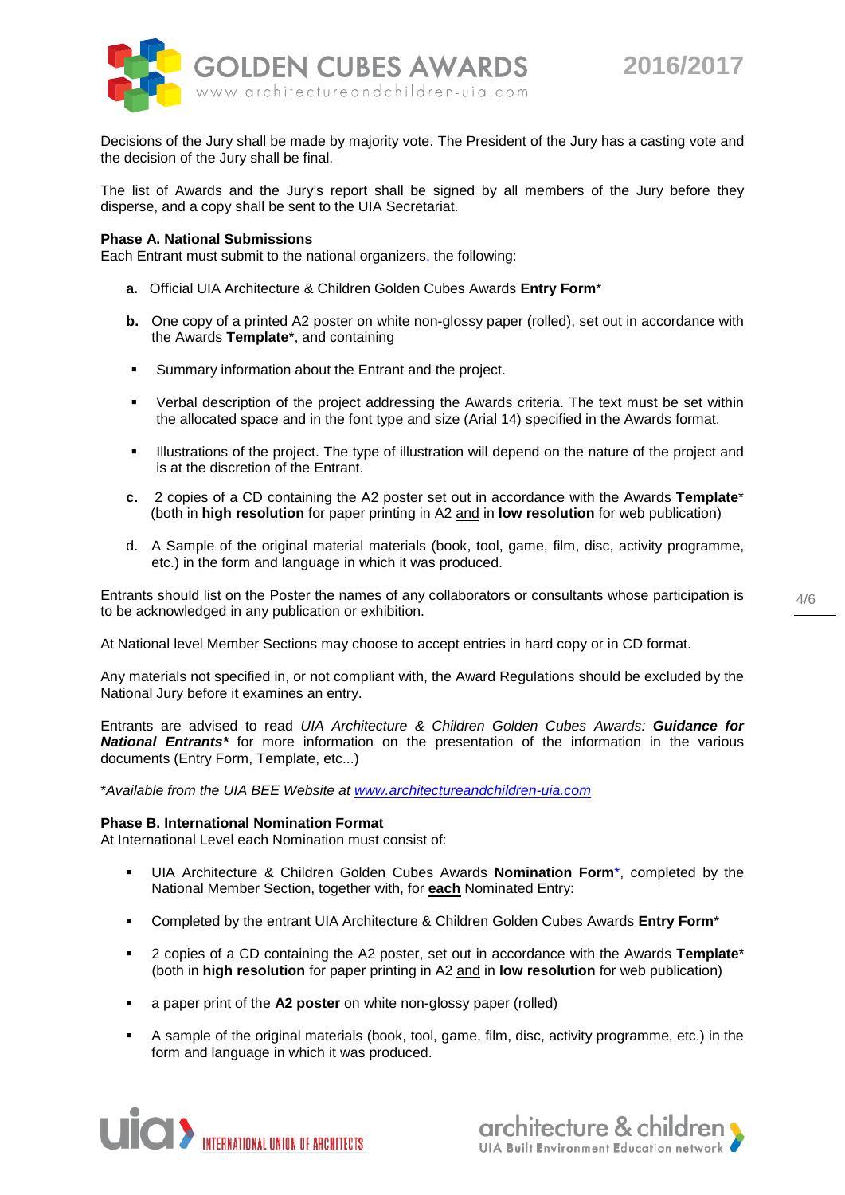Decisions of the Jury shall be made by majority vote. The President of the Jury has a casting vote and the decision of the Jury shall be final.

The list of Awards and the Jury's report shall be signed by all members of the Jury before they disperse, and a copy shall be sent to the UIA Secretariat.

**Phase A. National Submissions**
Each Entrant must submit to the national organizers, the following:

**a.** Official UIA Architecture & Children Golden Cubes Awards **Entry Form***

**b.** One copy of a printed A2 poster on white non-glossy paper (rolled), set out in accordance with the Awards **Template***, and containing

- Summary information about the Entrant and the project.
- Verbal description of the project addressing the Awards criteria. The text must be set within the allocated space and in the font type and size (Arial 14) specified in the Awards format.
- Illustrations of the project. The type of illustration will depend on the nature of the project and is at the discretion of the Entrant.

**c.** 2 copies of a CD containing the A2 poster set out in accordance with the Awards **Template*** (both in **high resolution** for paper printing in A2 <u>and</u> in **low resolution** for web publication)

d. A Sample of the original material materials (book, tool, game, film, disc, activity programme, etc.) in the form and language in which it was produced.

Entrants should list on the Poster the names of any collaborators or consultants whose participation is to be acknowledged in any publication or exhibition.

At National level Member Sections may choose to accept entries in hard copy or in CD format.

Any materials not specified in, or not compliant with, the Award Regulations should be excluded by the National Jury before it examines an entry.

Entrants are advised to read *UIA Architecture & Children Golden Cubes Awards:* ***Guidance for National Entrants**** for more information on the presentation of the information in the various documents (Entry Form, Template, etc...)

**Available from the UIA BEE Website at [www.architectureandchildren-uia.com](www.architectureandchildren-uia.com)*

**Phase B. International Nomination Format**
At International Level each Nomination must consist of:

- UIA Architecture & Children Golden Cubes Awards **Nomination Form***, completed by the National Member Section, together with, for **<u>each</u>** Nominated Entry:
- Completed by the entrant UIA Architecture & Children Golden Cubes Awards **Entry Form***
- 2 copies of a CD containing the A2 poster, set out in accordance with the Awards **Template*** (both in **high resolution** for paper printing in A2 <u>and</u> in **low resolution** for web publication)
- a paper print of the **A2 poster** on white non-glossy paper (rolled)
- A sample of the original materials (book, tool, game, film, disc, activity programme, etc.) in the form and language in which it was produced.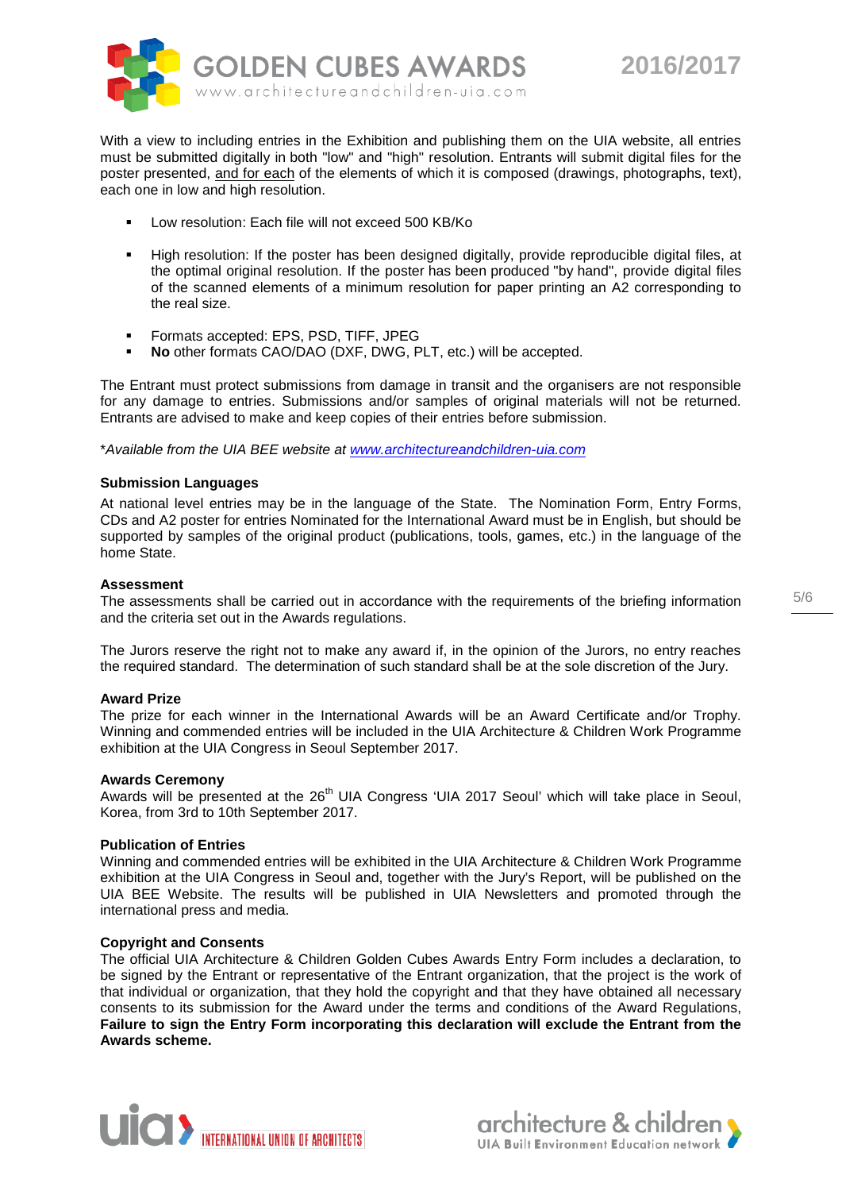With a view to including entries in the Exhibition and publishing them on the UIA website, all entries must be submitted digitally in both "low" and "high" resolution. Entrants will submit digital files for the poster presented, and for each of the elements of which it is composed (drawings, photographs, text), each one in low and high resolution.

- Low resolution: Each file will not exceed 500 KB/Ko

- High resolution: If the poster has been designed digitally, provide reproducible digital files, at the optimal original resolution. If the poster has been produced "by hand", provide digital files of the scanned elements of a minimum resolution for paper printing an A2 corresponding to the real size.

- Formats accepted: EPS, PSD, TIFF, JPEG
- **No** other formats CAO/DAO (DXF, DWG, PLT, etc.) will be accepted.

The Entrant must protect submissions from damage in transit and the organisers are not responsible for any damage to entries. Submissions and/or samples of original materials will not be returned. Entrants are advised to make and keep copies of their entries before submission.

**Available from the UIA BEE website at www.architectureandchildren-uia.com*

**Submission Languages**

At national level entries may be in the language of the State. The Nomination Form, Entry Forms, CDs and A2 poster for entries Nominated for the International Award must be in English, but should be supported by samples of the original product (publications, tools, games, etc.) in the language of the home State.

**Assessment**

The assessments shall be carried out in accordance with the requirements of the briefing information and the criteria set out in the Awards regulations.

The Jurors reserve the right not to make any award if, in the opinion of the Jurors, no entry reaches the required standard. The determination of such standard shall be at the sole discretion of the Jury.

**Award Prize**

The prize for each winner in the International Awards will be an Award Certificate and/or Trophy. Winning and commended entries will be included in the UIA Architecture & Children Work Programme exhibition at the UIA Congress in Seoul September 2017.

**Awards Ceremony**

Awards will be presented at the 26th UIA Congress 'UIA 2017 Seoul' which will take place in Seoul, Korea, from 3rd to 10th September 2017.

**Publication of Entries**

Winning and commended entries will be exhibited in the UIA Architecture & Children Work Programme exhibition at the UIA Congress in Seoul and, together with the Jury's Report, will be published on the UIA BEE Website. The results will be published in UIA Newsletters and promoted through the international press and media.

**Copyright and Consents**

The official UIA Architecture & Children Golden Cubes Awards Entry Form includes a declaration, to be signed by the Entrant or representative of the Entrant organization, that the project is the work of that individual or organization, that they hold the copyright and that they have obtained all necessary consents to its submission for the Award under the terms and conditions of the Award Regulations, **Failure to sign the Entry Form incorporating this declaration will exclude the Entrant from the Awards scheme.**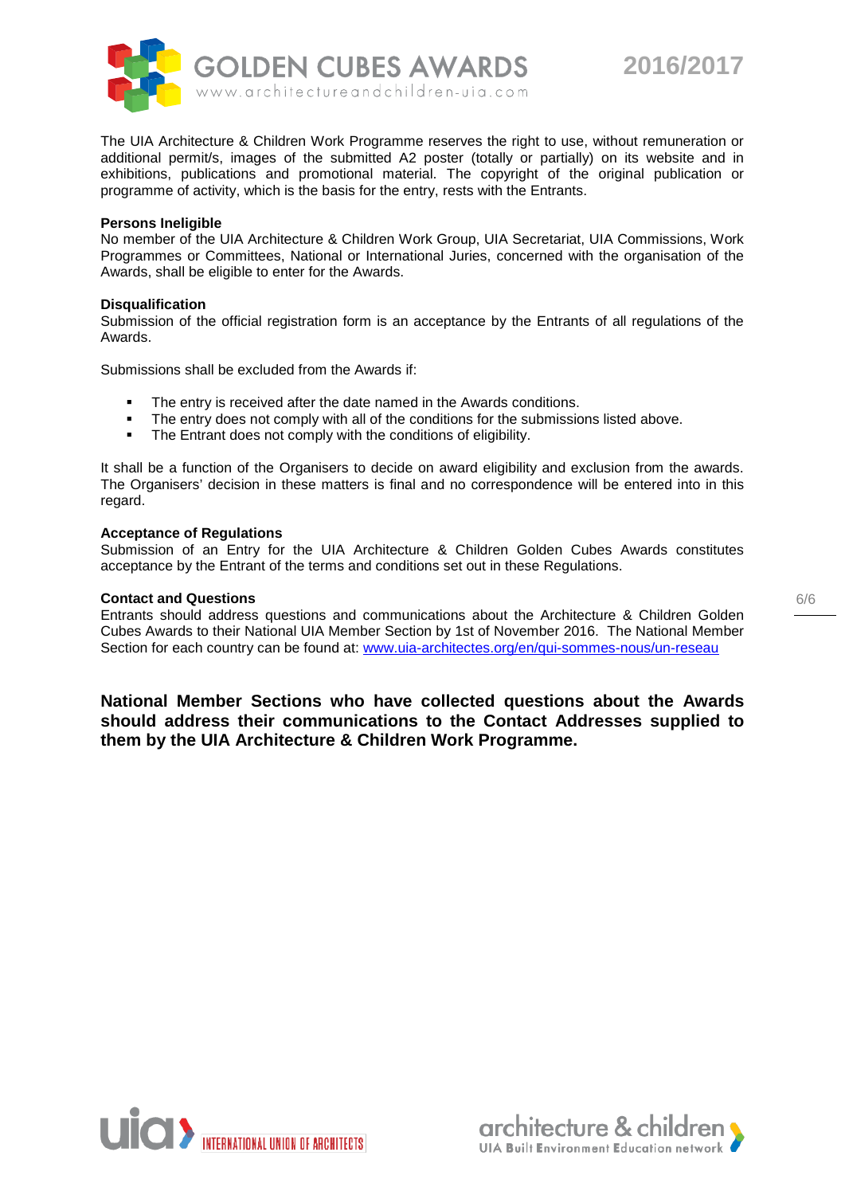The UIA Architecture & Children Work Programme reserves the right to use, without remuneration or additional permit/s, images of the submitted A2 poster (totally or partially) on its website and in exhibitions, publications and promotional material. The copyright of the original publication or programme of activity, which is the basis for the entry, rests with the Entrants.

**Persons Ineligible**
No member of the UIA Architecture & Children Work Group, UIA Secretariat, UIA Commissions, Work Programmes or Committees, National or International Juries, concerned with the organisation of the Awards, shall be eligible to enter for the Awards.

**Disqualification**
Submission of the official registration form is an acceptance by the Entrants of all regulations of the Awards.

Submissions shall be excluded from the Awards if:

- The entry is received after the date named in the Awards conditions.
- The entry does not comply with all of the conditions for the submissions listed above.
- The Entrant does not comply with the conditions of eligibility.

It shall be a function of the Organisers to decide on award eligibility and exclusion from the awards. The Organisers' decision in these matters is final and no correspondence will be entered into in this regard.

**Acceptance of Regulations**
Submission of an Entry for the UIA Architecture & Children Golden Cubes Awards constitutes acceptance by the Entrant of the terms and conditions set out in these Regulations.

**Contact and Questions**
Entrants should address questions and communications about the Architecture & Children Golden Cubes Awards to their National UIA Member Section by 1st of November 2016. The National Member Section for each country can be found at: [www.uia-architectes.org/en/qui-sommes-nous/un-reseau](www.uia-architectes.org/en/qui-sommes-nous/un-reseau)

**National Member Sections who have collected questions about the Awards should address their communications to the Contact Addresses supplied to them by the UIA Architecture & Children Work Programme.**